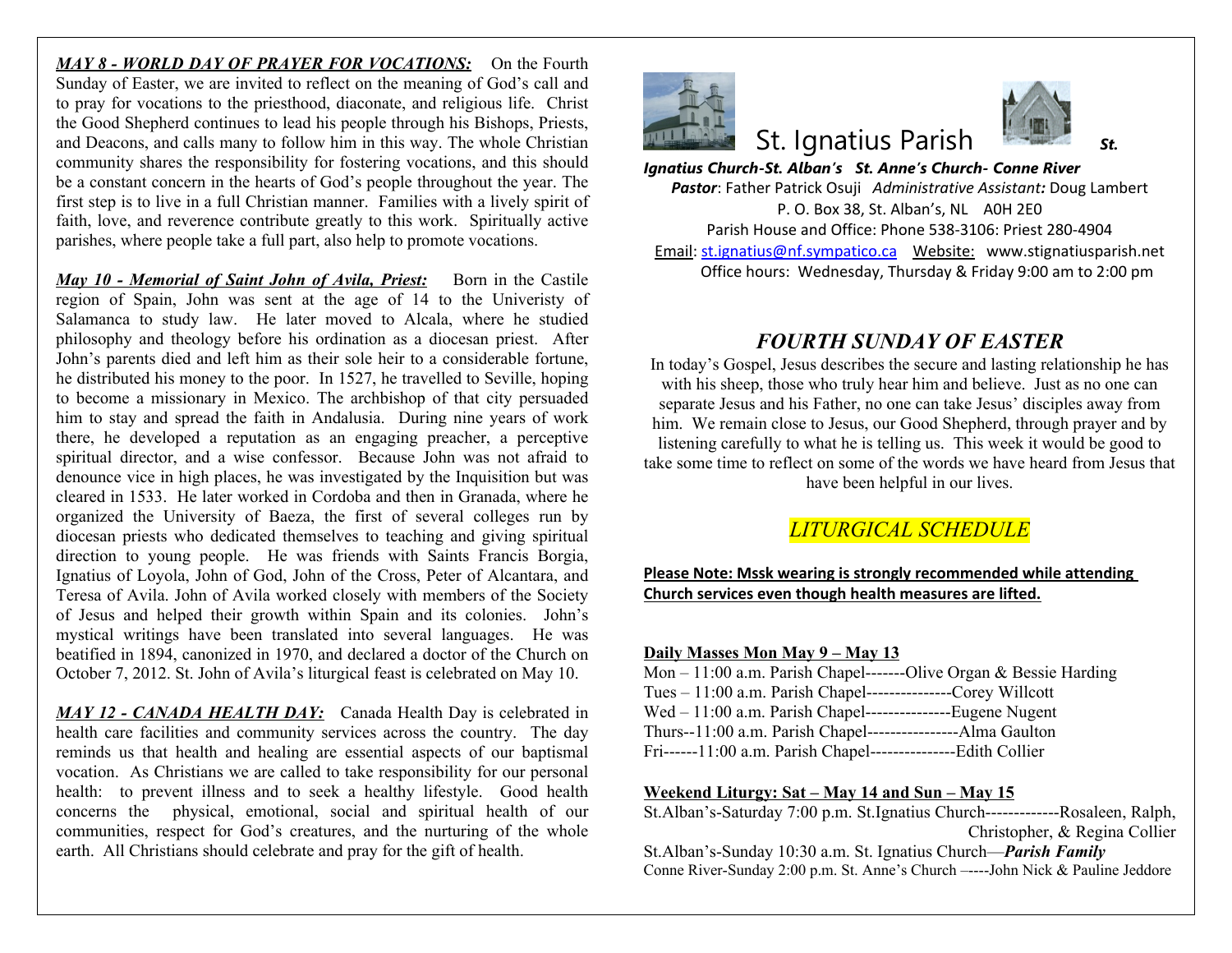***MAY 8 - WORLD DAY OF PRAYER FOR VOCATIONS:*** On the Fourth Sunday of Easter, we are invited to reflect on the meaning of God's call and to pray for vocations to the priesthood, diaconate, and religious life. Christ the Good Shepherd continues to lead his people through his Bishops, Priests, and Deacons, and calls many to follow him in this way. The whole Christian community shares the responsibility for fostering vocations, and this should be a constant concern in the hearts of God's people throughout the year. The first step is to live in a full Christian manner. Families with a lively spirit of faith, love, and reverence contribute greatly to this work. Spiritually active parishes, where people take a full part, also help to promote vocations.

***May 10 - Memorial of Saint John of Avila, Priest:*** Born in the Castile region of Spain, John was sent at the age of 14 to the Univeristy of Salamanca to study law. He later moved to Alcala, where he studied philosophy and theology before his ordination as a diocesan priest. After John's parents died and left him as their sole heir to a considerable fortune, he distributed his money to the poor. In 1527, he travelled to Seville, hoping to become a missionary in Mexico. The archbishop of that city persuaded him to stay and spread the faith in Andalusia. During nine years of work there, he developed a reputation as an engaging preacher, a perceptive spiritual director, and a wise confessor. Because John was not afraid to denounce vice in high places, he was investigated by the Inquisition but was cleared in 1533. He later worked in Cordoba and then in Granada, where he organized the University of Baeza, the first of several colleges run by diocesan priests who dedicated themselves to teaching and giving spiritual direction to young people. He was friends with Saints Francis Borgia, Ignatius of Loyola, John of God, John of the Cross, Peter of Alcantara, and Teresa of Avila. John of Avila worked closely with members of the Society of Jesus and helped their growth within Spain and its colonies. John's mystical writings have been translated into several languages. He was beatified in 1894, canonized in 1970, and declared a doctor of the Church on October 7, 2012. St. John of Avila's liturgical feast is celebrated on May 10.

***MAY 12 - CANADA HEALTH DAY:*** Canada Health Day is celebrated in health care facilities and community services across the country. The day reminds us that health and healing are essential aspects of our baptismal vocation. As Christians we are called to take responsibility for our personal health: to prevent illness and to seek a healthy lifestyle. Good health concerns the physical, emotional, social and spiritual health of our communities, respect for God's creatures, and the nurturing of the whole earth. All Christians should celebrate and pray for the gift of health.

# St. Ignatius Parish

***St. Ignatius Church-St. Alban's St. Anne's Church- Conne River***

***Pastor***: Father Patrick Osuji *Administrative Assistant:* Doug Lambert
P. O. Box 38, St. Alban's, NL A0H 2E0
Parish House and Office: Phone 538-3106: Priest 280-4904
Email: st.ignatius@nf.sympatico.ca Website: www.stignatiusparish.net
Office hours: Wednesday, Thursday & Friday 9:00 am to 2:00 pm

## *FOURTH SUNDAY OF EASTER*

In today's Gospel, Jesus describes the secure and lasting relationship he has with his sheep, those who truly hear him and believe. Just as no one can separate Jesus and his Father, no one can take Jesus' disciples away from him. We remain close to Jesus, our Good Shepherd, through prayer and by listening carefully to what he is telling us. This week it would be good to take some time to reflect on some of the words we have heard from Jesus that have been helpful in our lives.

## *LITURGICAL SCHEDULE*

**Please Note: Mssk wearing is strongly recommended while attending Church services even though health measures are lifted.**

**Daily Masses Mon May 9 – May 13**

Mon – 11:00 a.m. Parish Chapel-------Olive Organ & Bessie Harding
Tues – 11:00 a.m. Parish Chapel---------------Corey Willcott
Wed – 11:00 a.m. Parish Chapel---------------Eugene Nugent
Thurs--11:00 a.m. Parish Chapel----------------Alma Gaulton
Fri------11:00 a.m. Parish Chapel---------------Edith Collier

**Weekend Liturgy: Sat – May 14 and Sun – May 15**

St.Alban's-Saturday 7:00 p.m. St.Ignatius Church-------------Rosaleen, Ralph, Christopher, & Regina Collier
St.Alban's-Sunday 10:30 a.m. St. Ignatius Church—***Parish Family***
Conne River-Sunday 2:00 p.m. St. Anne's Church –----John Nick & Pauline Jeddore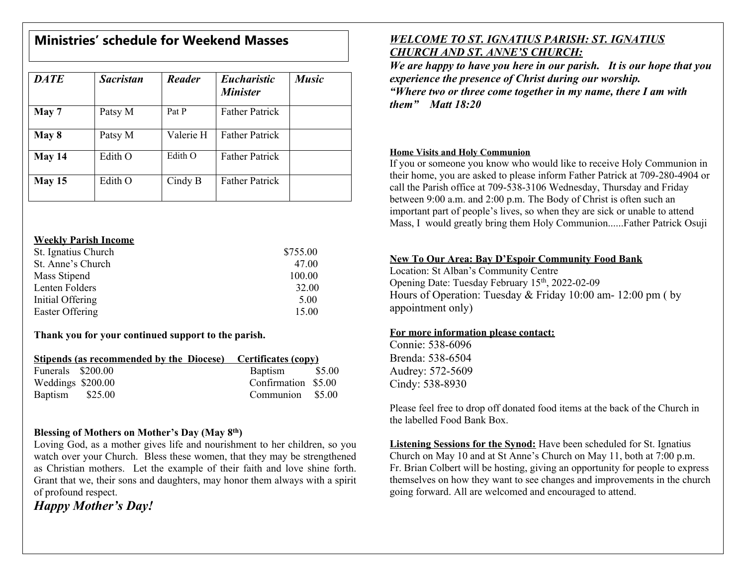## Ministries' schedule for Weekend Masses

| *DATE* | *Sacristan* | *Reader* | *Eucharistic Minister* | *Music* |
|---|---|---|---|---|
| **May 7** | Patsy M | Pat P | Father Patrick | |
| **May 8** | Patsy M | Valerie H | Father Patrick | |
| **May 14** | Edith O | Edith O | Father Patrick | |
| **May 15** | Edith O | Cindy B | Father Patrick | |

**Weekly Parish Income**

| | |
|---|---|
| St. Ignatius Church | $755.00 |
| St. Anne's Church | 47.00 |
| Mass Stipend | 100.00 |
| Lenten Folders | 32.00 |
| Initial Offering | 5.00 |
| Easter Offering | 15.00 |

**Thank you for your continued support to the parish.**

| **Stipends (as recommended by the Diocese)** | | **Certificates (copy)** | |
|---|---|---|---|
| Funerals | $200.00 | Baptism | $5.00 |
| Weddings | $200.00 | Confirmation | $5.00 |
| Baptism | $25.00 | Communion | $5.00 |

**Blessing of Mothers on Mother's Day (May 8th)**

Loving God, as a mother gives life and nourishment to her children, so you watch over your Church. Bless these women, that they may be strengthened as Christian mothers. Let the example of their faith and love shine forth. Grant that we, their sons and daughters, may honor them always with a spirit of profound respect.

***Happy Mother's Day!***

***WELCOME TO ST. IGNATIUS PARISH: ST. IGNATIUS CHURCH AND ST. ANNE'S CHURCH:***

***We are happy to have you here in our parish. It is our hope that you experience the presence of Christ during our worship.***
***"Where two or three come together in my name, there I am with them" Matt 18:20***

**Home Visits and Holy Communion**

If you or someone you know who would like to receive Holy Communion in their home, you are asked to please inform Father Patrick at 709-280-4904 or call the Parish office at 709-538-3106 Wednesday, Thursday and Friday between 9:00 a.m. and 2:00 p.m. The Body of Christ is often such an important part of people's lives, so when they are sick or unable to attend Mass, I would greatly bring them Holy Communion......Father Patrick Osuji

**New To Our Area: Bay D'Espoir Community Food Bank**

Location: St Alban's Community Centre
Opening Date: Tuesday February 15th, 2022-02-09
Hours of Operation: Tuesday & Friday 10:00 am- 12:00 pm ( by appointment only)

**For more information please contact:**

Connie: 538-6096
Brenda: 538-6504
Audrey: 572-5609
Cindy: 538-8930

Please feel free to drop off donated food items at the back of the Church in the labelled Food Bank Box.

**Listening Sessions for the Synod:** Have been scheduled for St. Ignatius Church on May 10 and at St Anne's Church on May 11, both at 7:00 p.m. Fr. Brian Colbert will be hosting, giving an opportunity for people to express themselves on how they want to see changes and improvements in the church going forward. All are welcomed and encouraged to attend.